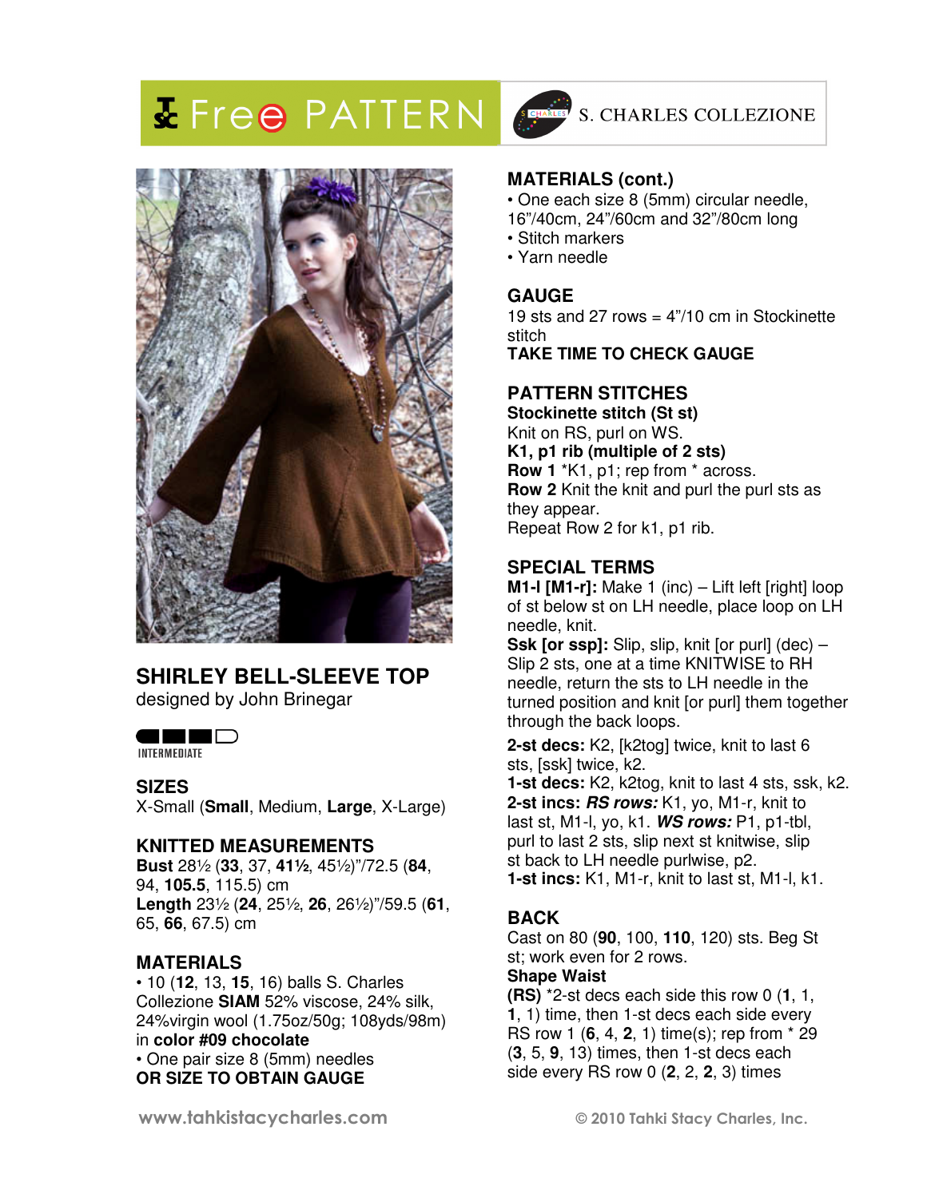# Free PATTERN

S. CHARLES COLLEZIONE

## SHIRLEY BELL-SLEEVE TOP

designed by John Brinegar

INTERMEDIATE

### SIZES

X-Small (**Small**, Medium, **Large**, X-Large)

### KNITTED MEASUREMENTS

**Bust** 28½ (**33**, 37, **41½**, 45½)"/72.5 (**84**, 94, **105.5**, 115.5) cm
**Length** 23½ (**24**, 25½, **26**, 26½)"/59.5 (**61**, 65, **66**, 67.5) cm

### MATERIALS

- 10 (**12**, 13, **15**, 16) balls S. Charles Collezione **SIAM** 52% viscose, 24% silk, 24%virgin wool (1.75oz/50g; 108yds/98m) in **color #09 chocolate**
- One pair size 8 (5mm) needles **OR SIZE TO OBTAIN GAUGE**

### MATERIALS (cont.)

- One each size 8 (5mm) circular needle, 16"/40cm, 24"/60cm and 32"/80cm long
- Stitch markers
- Yarn needle

### GAUGE

19 sts and 27 rows = 4"/10 cm in Stockinette stitch
**TAKE TIME TO CHECK GAUGE**

### PATTERN STITCHES

**Stockinette stitch (St st)**
Knit on RS, purl on WS.
**K1, p1 rib (multiple of 2 sts)**
**Row 1** *K1, p1; rep from * across.
**Row 2** Knit the knit and purl the purl sts as they appear.
Repeat Row 2 for k1, p1 rib.

### SPECIAL TERMS

**M1-l [M1-r]:** Make 1 (inc) – Lift left [right] loop of st below st on LH needle, place loop on LH needle, knit.
**Ssk [or ssp]:** Slip, slip, knit [or purl] (dec) – Slip 2 sts, one at a time KNITWISE to RH needle, return the sts to LH needle in the turned position and knit [or purl] them together through the back loops.

**2-st decs:** K2, [k2tog] twice, knit to last 6 sts, [ssk] twice, k2.
**1-st decs:** K2, k2tog, knit to last 4 sts, ssk, k2.
**2-st incs:** ***RS rows:*** K1, yo, M1-r, knit to last st, M1-l, yo, k1. ***WS rows:*** P1, p1-tbl, purl to last 2 sts, slip next st knitwise, slip st back to LH needle purlwise, p2.
**1-st incs:** K1, M1-r, knit to last st, M1-l, k1.

### BACK

Cast on 80 (**90**, 100, **110**, 120) sts. Beg St st; work even for 2 rows.
**Shape Waist**
**(RS)** *2-st decs each side this row 0 (**1**, 1, **1**, 1) time, then 1-st decs each side every RS row 1 (**6**, 4, **2**, 1) time(s); rep from * 29 (**3**, 5, **9**, 13) times, then 1-st decs each side every RS row 0 (**2**, 2, **2**, 3) times

www.tahkistacycharles.com © 2010 Tahki Stacy Charles, Inc.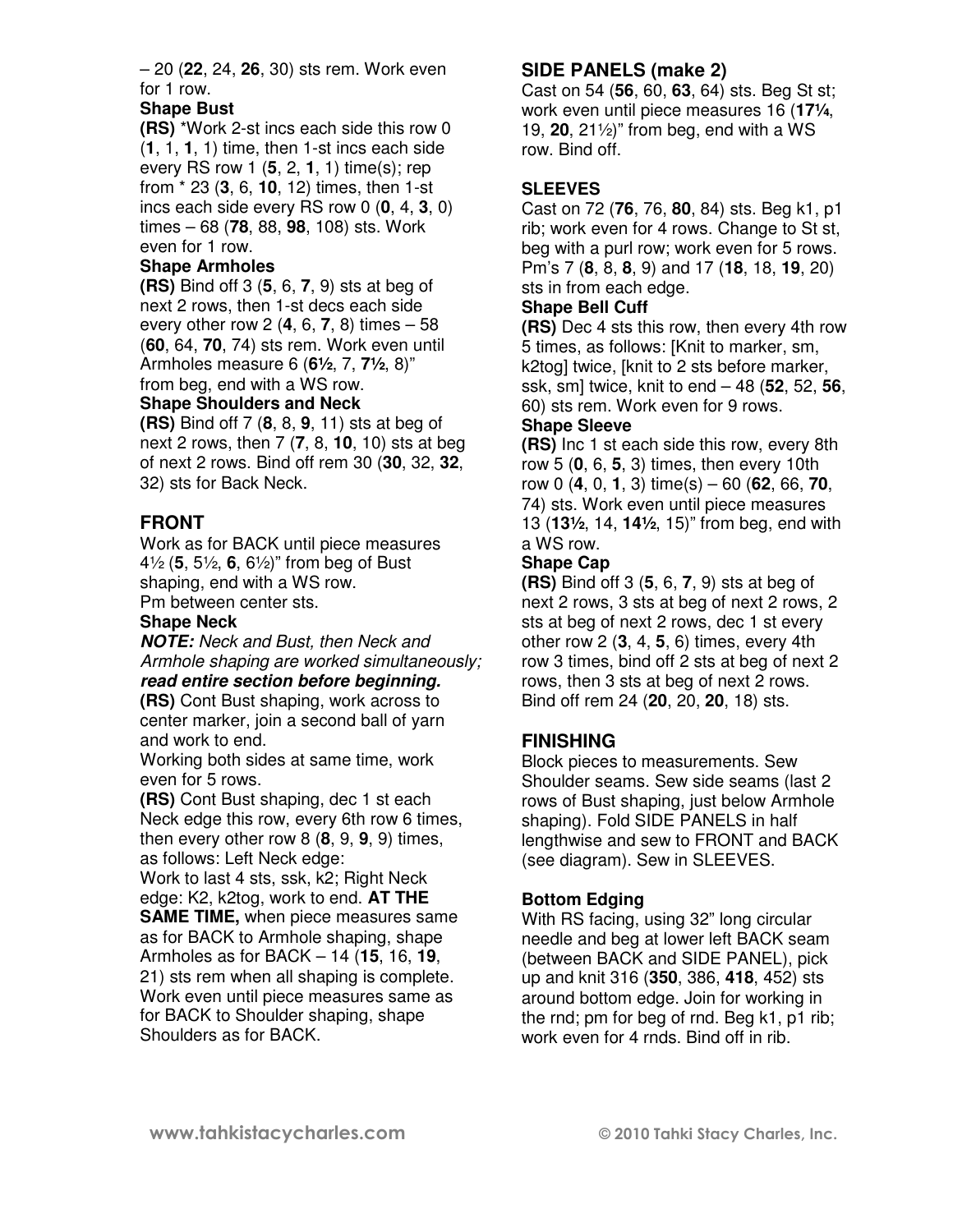– 20 (**22**, 24, **26**, 30) sts rem. Work even for 1 row.

**Shape Bust**

**(RS)** *Work 2-st incs each side this row 0 (**1**, 1, **1**, 1) time, then 1-st incs each side every RS row 1 (**5**, 2, **1**, 1) time(s); rep from * 23 (**3**, 6, **10**, 12) times, then 1-st incs each side every RS row 0 (**0**, 4, **3**, 0) times – 68 (**78**, 88, **98**, 108) sts. Work even for 1 row.

**Shape Armholes**

**(RS)** Bind off 3 (**5**, 6, **7**, 9) sts at beg of next 2 rows, then 1-st decs each side every other row 2 (**4**, 6, **7**, 8) times – 58 (**60**, 64, **70**, 74) sts rem. Work even until Armholes measure 6 (**6½**, 7, **7½**, 8)" from beg, end with a WS row.

**Shape Shoulders and Neck**

**(RS)** Bind off 7 (**8**, 8, **9**, 11) sts at beg of next 2 rows, then 7 (**7**, 8, **10**, 10) sts at beg of next 2 rows. Bind off rem 30 (**30**, 32, **32**, 32) sts for Back Neck.

## FRONT

Work as for BACK until piece measures 4½ (**5**, 5½, **6**, 6½)" from beg of Bust shaping, end with a WS row.
Pm between center sts.

**Shape Neck**

***NOTE:*** *Neck and Bust, then Neck and Armhole shaping are worked simultaneously;* ***read entire section before beginning.***

**(RS)** Cont Bust shaping, work across to center marker, join a second ball of yarn and work to end.

Working both sides at same time, work even for 5 rows.

**(RS)** Cont Bust shaping, dec 1 st each Neck edge this row, every 6th row 6 times, then every other row 8 (**8**, 9, **9**, 9) times, as follows: Left Neck edge:
Work to last 4 sts, ssk, k2; Right Neck edge: K2, k2tog, work to end. **AT THE SAME TIME,** when piece measures same as for BACK to Armhole shaping, shape Armholes as for BACK – 14 (**15**, 16, **19**, 21) sts rem when all shaping is complete. Work even until piece measures same as for BACK to Shoulder shaping, shape Shoulders as for BACK.

## SIDE PANELS (make 2)

Cast on 54 (**56**, 60, **63**, 64) sts. Beg St st; work even until piece measures 16 (**17¼**, 19, **20**, 21½)" from beg, end with a WS row. Bind off.

## SLEEVES

Cast on 72 (**76**, 76, **80**, 84) sts. Beg k1, p1 rib; work even for 4 rows. Change to St st, beg with a purl row; work even for 5 rows. Pm's 7 (**8**, 8, **8**, 9) and 17 (**18**, 18, **19**, 20) sts in from each edge.

**Shape Bell Cuff**

**(RS)** Dec 4 sts this row, then every 4th row 5 times, as follows: [Knit to marker, sm, k2tog] twice, [knit to 2 sts before marker, ssk, sm] twice, knit to end – 48 (**52**, 52, **56**, 60) sts rem. Work even for 9 rows.

**Shape Sleeve**

**(RS)** Inc 1 st each side this row, every 8th row 5 (**0**, 6, **5**, 3) times, then every 10th row 0 (**4**, 0, **1**, 3) time(s) – 60 (**62**, 66, **70**, 74) sts. Work even until piece measures 13 (**13½**, 14, **14½**, 15)" from beg, end with a WS row.

**Shape Cap**

**(RS)** Bind off 3 (**5**, 6, **7**, 9) sts at beg of next 2 rows, 3 sts at beg of next 2 rows, 2 sts at beg of next 2 rows, dec 1 st every other row 2 (**3**, 4, **5**, 6) times, every 4th row 3 times, bind off 2 sts at beg of next 2 rows, then 3 sts at beg of next 2 rows. Bind off rem 24 (**20**, 20, **20**, 18) sts.

## FINISHING

Block pieces to measurements. Sew Shoulder seams. Sew side seams (last 2 rows of Bust shaping, just below Armhole shaping). Fold SIDE PANELS in half lengthwise and sew to FRONT and BACK (see diagram). Sew in SLEEVES.

**Bottom Edging**

With RS facing, using 32" long circular needle and beg at lower left BACK seam (between BACK and SIDE PANEL), pick up and knit 316 (**350**, 386, **418**, 452) sts around bottom edge. Join for working in the rnd; pm for beg of rnd. Beg k1, p1 rib; work even for 4 rnds. Bind off in rib.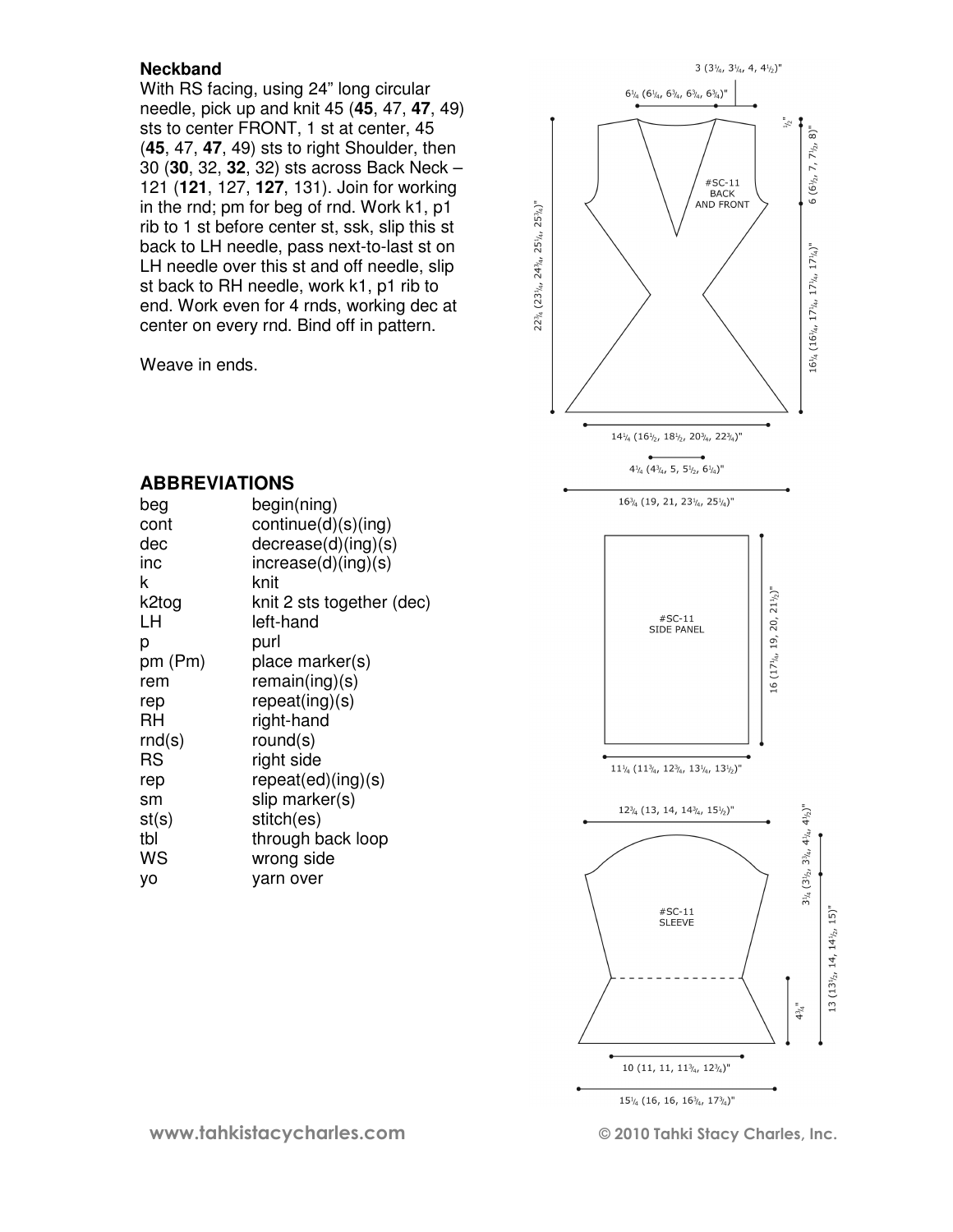**Neckband**

With RS facing, using 24" long circular needle, pick up and knit 45 (**45**, 47, **47**, 49) sts to center FRONT, 1 st at center, 45 (**45**, 47, **47**, 49) sts to right Shoulder, then 30 (**30**, 32, **32**, 32) sts across Back Neck – 121 (**121**, 127, **127**, 131). Join for working in the rnd; pm for beg of rnd. Work k1, p1 rib to 1 st before center st, ssk, slip this st back to LH needle, pass next-to-last st on LH needle over this st and off needle, slip st back to RH needle, work k1, p1 rib to end. Work even for 4 rnds, working dec at center on every rnd. Bind off in pattern.

Weave in ends.

## ABBREVIATIONS

| | |
|---|---|
| beg | begin(ning) |
| cont | continue(d)(s)(ing) |
| dec | decrease(d)(ing)(s) |
| inc | increase(d)(ing)(s) |
| k | knit |
| k2tog | knit 2 sts together (dec) |
| LH | left-hand |
| p | purl |
| pm (Pm) | place marker(s) |
| rem | remain(ing)(s) |
| rep | repeat(ing)(s) |
| RH | right-hand |
| rnd(s) | round(s) |
| RS | right side |
| rep | repeat(ed)(ing)(s) |
| sm | slip marker(s) |
| st(s) | stitch(es) |
| tbl | through back loop |
| WS | wrong side |
| yo | yarn over |

3 (3¼, 3¼, 4, 4½)"

6¼ (6¼, 6¾, 6¾, 6¾)"

½"

6 (6½, 7, 7½, 8)"

#SC-11
BACK
AND FRONT

22¾ (23¾, 24¾, 25¼, 25¾)"

16¼ (16¾, 17¼, 17¼, 17¼)"

14¼ (16½, 18½, 20¾, 22¾)"

4¼ (4¾, 5, 5½, 6¼)"

16¾ (19, 21, 23¼, 25¼)"

#SC-11
SIDE PANEL

16 (17¼, 19, 20, 21½)"

11¼ (11¾, 12¾, 13¼, 13½)"

12¾ (13, 14, 14¾, 15½)"

#SC-11
SLEEVE

3¼ (3½, 3¾, 4¼, 4½)"

13 (13½, 14, 14½, 15)"

4¾"

10 (11, 11, 11¾, 12¾)"

15¼ (16, 16, 16¾, 17¾)"